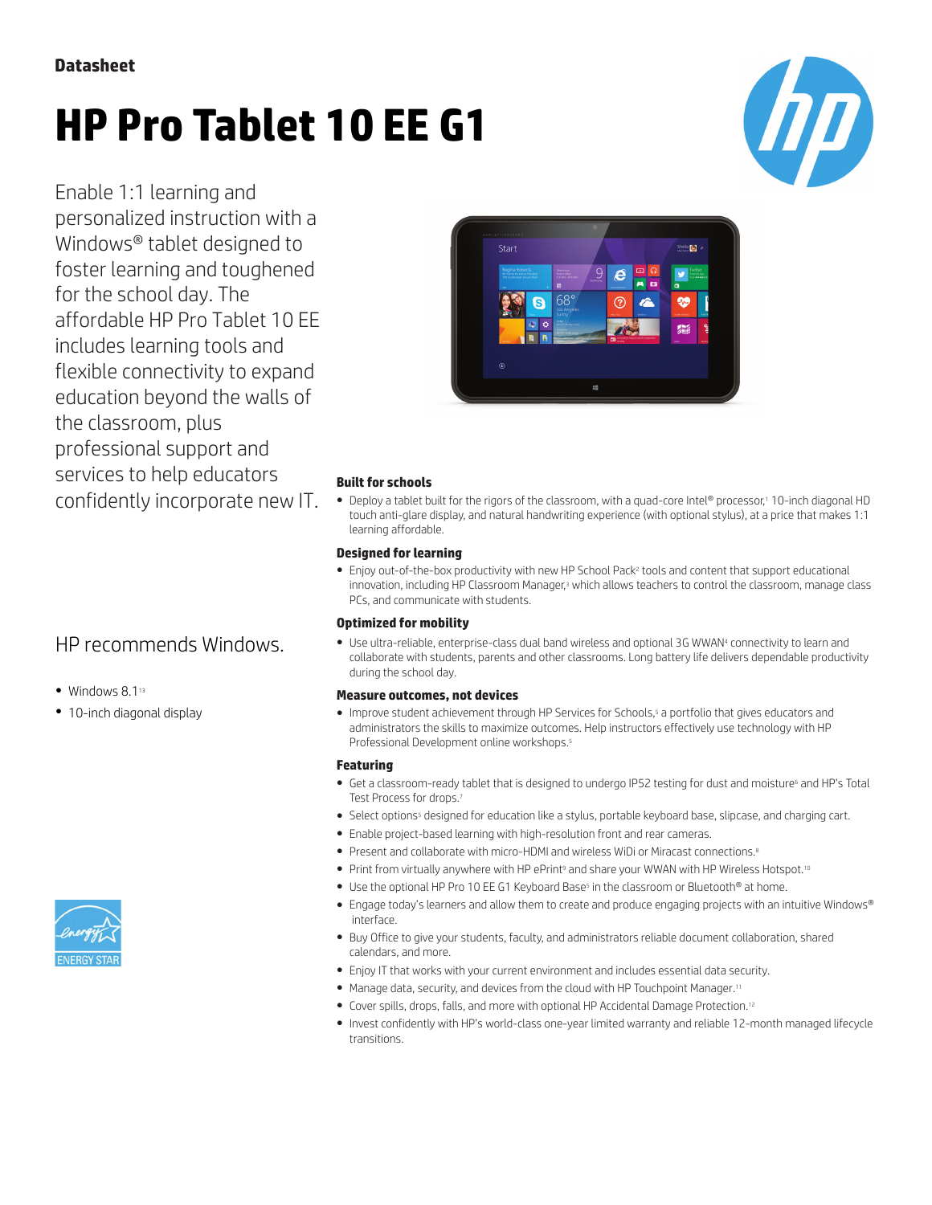Datasheet

# HP Pro Tablet 10 EE G1

Enable 1:1 learning and personalized instruction with a Windows® tablet designed to foster learning and toughened for the school day. The affordable HP Pro Tablet 10 EE includes learning tools and flexible connectivity to expand education beyond the walls of the classroom, plus professional support and services to help educators confidently incorporate new IT.

HP recommends Windows.

- Windows 8.1[13]
- 10-inch diagonal display

### Built for schools

- Deploy a tablet built for the rigors of the classroom, with a quad-core Intel® processor,[1] 10-inch diagonal HD touch anti-glare display, and natural handwriting experience (with optional stylus), at a price that makes 1:1 learning affordable.

### Designed for learning

- Enjoy out-of-the-box productivity with new HP School Pack[2] tools and content that support educational innovation, including HP Classroom Manager,[3] which allows teachers to control the classroom, manage class PCs, and communicate with students.

### Optimized for mobility

- Use ultra-reliable, enterprise-class dual band wireless and optional 3G WWAN[4] connectivity to learn and collaborate with students, parents and other classrooms. Long battery life delivers dependable productivity during the school day.

### Measure outcomes, not devices

- Improve student achievement through HP Services for Schools,[5] a portfolio that gives educators and administrators the skills to maximize outcomes. Help instructors effectively use technology with HP Professional Development online workshops.[5]

### Featuring

- Get a classroom-ready tablet that is designed to undergo IP52 testing for dust and moisture[6] and HP's Total Test Process for drops.[7]
- Select options[5] designed for education like a stylus, portable keyboard base, slipcase, and charging cart.
- Enable project-based learning with high-resolution front and rear cameras.
- Present and collaborate with micro-HDMI and wireless WiDi or Miracast connections.[8]
- Print from virtually anywhere with HP ePrint[9] and share your WWAN with HP Wireless Hotspot.[10]
- Use the optional HP Pro 10 EE G1 Keyboard Base[5] in the classroom or Bluetooth® at home.
- Engage today's learners and allow them to create and produce engaging projects with an intuitive Windows® interface.
- Buy Office to give your students, faculty, and administrators reliable document collaboration, shared calendars, and more.
- Enjoy IT that works with your current environment and includes essential data security.
- Manage data, security, and devices from the cloud with HP Touchpoint Manager.[11]
- Cover spills, drops, falls, and more with optional HP Accidental Damage Protection.[12]
- Invest confidently with HP's world-class one-year limited warranty and reliable 12-month managed lifecycle transitions.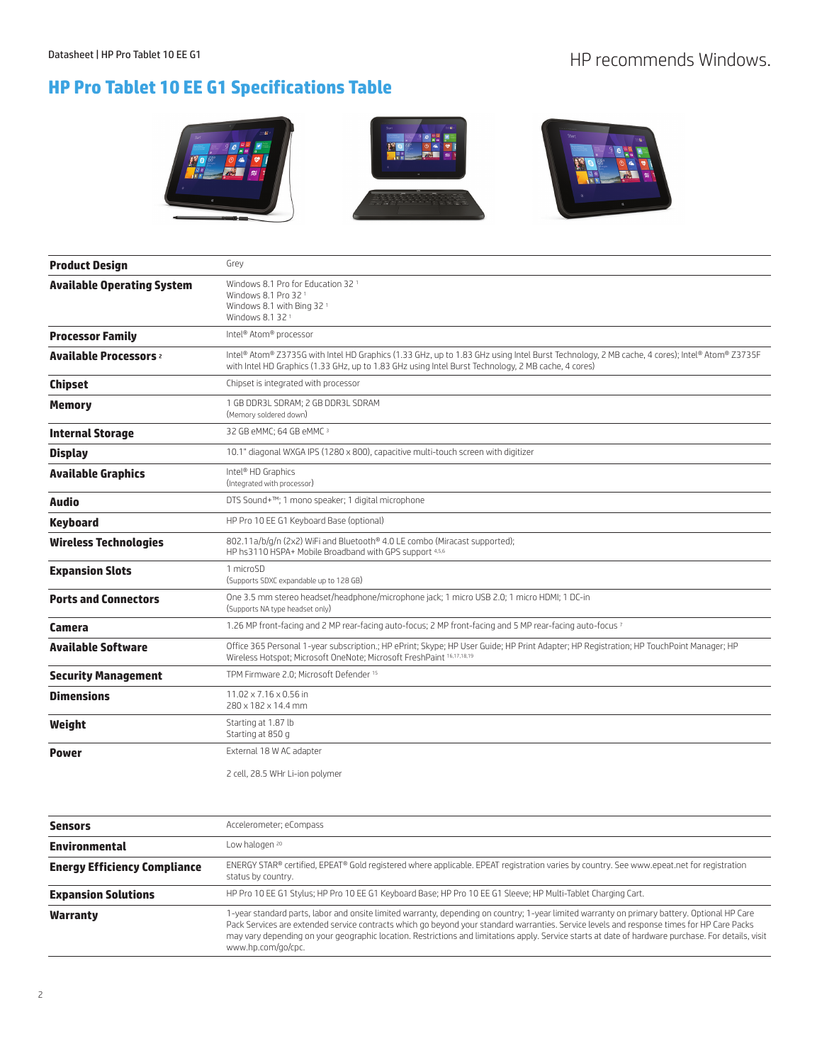# HP Pro Tablet 10 EE G1 Specifications Table

| | |
|---|---|
| **Product Design** | Grey |
| **Available Operating System** | Windows 8.1 Pro for Education 32 [1]<br>Windows 8.1 Pro 32 [1]<br>Windows 8.1 with Bing 32 [1]<br>Windows 8.1 32 [1] |
| **Processor Family** | Intel® Atom® processor |
| **Available Processors** [2] | Intel® Atom® Z3735G with Intel HD Graphics (1.33 GHz, up to 1.83 GHz using Intel Burst Technology, 2 MB cache, 4 cores); Intel® Atom® Z3735F with Intel HD Graphics (1.33 GHz, up to 1.83 GHz using Intel Burst Technology, 2 MB cache, 4 cores) |
| **Chipset** | Chipset is integrated with processor |
| **Memory** | 1 GB DDR3L SDRAM; 2 GB DDR3L SDRAM<br>(Memory soldered down) |
| **Internal Storage** | 32 GB eMMC; 64 GB eMMC [3] |
| **Display** | 10.1" diagonal WXGA IPS (1280 x 800), capacitive multi-touch screen with digitizer |
| **Available Graphics** | Intel® HD Graphics<br>(Integrated with processor) |
| **Audio** | DTS Sound+™; 1 mono speaker; 1 digital microphone |
| **Keyboard** | HP Pro 10 EE G1 Keyboard Base (optional) |
| **Wireless Technologies** | 802.11a/b/g/n (2x2) WiFi and Bluetooth® 4.0 LE combo (Miracast supported);<br>HP hs3110 HSPA+ Mobile Broadband with GPS support [4,5,6] |
| **Expansion Slots** | 1 microSD<br>(Supports SDXC expandable up to 128 GB) |
| **Ports and Connectors** | One 3.5 mm stereo headset/headphone/microphone jack; 1 micro USB 2.0; 1 micro HDMI; 1 DC-in<br>(Supports NA type headset only) |
| **Camera** | 1.26 MP front-facing and 2 MP rear-facing auto-focus; 2 MP front-facing and 5 MP rear-facing auto-focus [7] |
| **Available Software** | Office 365 Personal 1-year subscription.; HP ePrint; Skype; HP User Guide; HP Print Adapter; HP Registration; HP TouchPoint Manager; HP Wireless Hotspot; Microsoft OneNote; Microsoft FreshPaint [16,17,18,19] |
| **Security Management** | TPM Firmware 2.0; Microsoft Defender [15] |
| **Dimensions** | 11.02 x 7.16 x 0.56 in<br>280 x 182 x 14.4 mm |
| **Weight** | Starting at 1.87 lb<br>Starting at 850 g |
| **Power** | External 18 W AC adapter<br><br>2 cell, 28.5 WHr Li-ion polymer |

| | |
|---|---|
| **Sensors** | Accelerometer; eCompass |
| **Environmental** | Low halogen [20] |
| **Energy Efficiency Compliance** | ENERGY STAR® certified, EPEAT® Gold registered where applicable. EPEAT registration varies by country. See www.epeat.net for registration status by country. |
| **Expansion Solutions** | HP Pro 10 EE G1 Stylus; HP Pro 10 EE G1 Keyboard Base; HP Pro 10 EE G1 Sleeve; HP Multi-Tablet Charging Cart. |
| **Warranty** | 1-year standard parts, labor and onsite limited warranty, depending on country; 1-year limited warranty on primary battery. Optional HP Care Pack Services are extended service contracts which go beyond your standard warranties. Service levels and response times for HP Care Packs may vary depending on your geographic location. Restrictions and limitations apply. Service starts at date of hardware purchase. For details, visit www.hp.com/go/cpc. |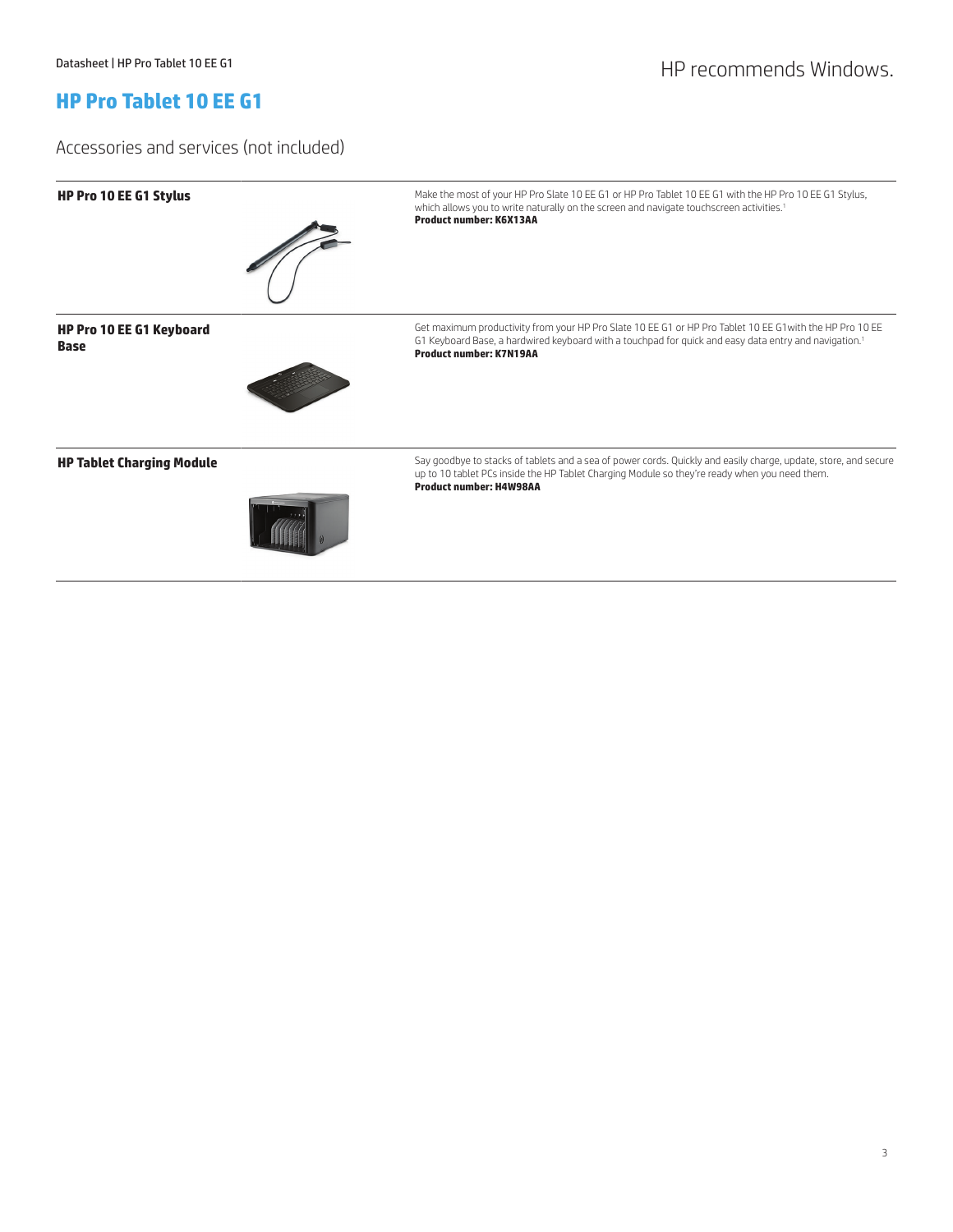HP recommends Windows.

# HP Pro Tablet 10 EE G1

## Accessories and services (not included)

| | |
|---|---|
| **HP Pro 10 EE G1 Stylus** | Make the most of your HP Pro Slate 10 EE G1 or HP Pro Tablet 10 EE G1 with the HP Pro 10 EE G1 Stylus, which allows you to write naturally on the screen and navigate touchscreen activities.[1] **Product number: K6X13AA** |
| **HP Pro 10 EE G1 Keyboard Base** | Get maximum productivity from your HP Pro Slate 10 EE G1 or HP Pro Tablet 10 EE G1with the HP Pro 10 EE G1 Keyboard Base, a hardwired keyboard with a touchpad for quick and easy data entry and navigation.[1] **Product number: K7N19AA** |
| **HP Tablet Charging Module** | Say goodbye to stacks of tablets and a sea of power cords. Quickly and easily charge, update, store, and secure up to 10 tablet PCs inside the HP Tablet Charging Module so they're ready when you need them. **Product number: H4W98AA** |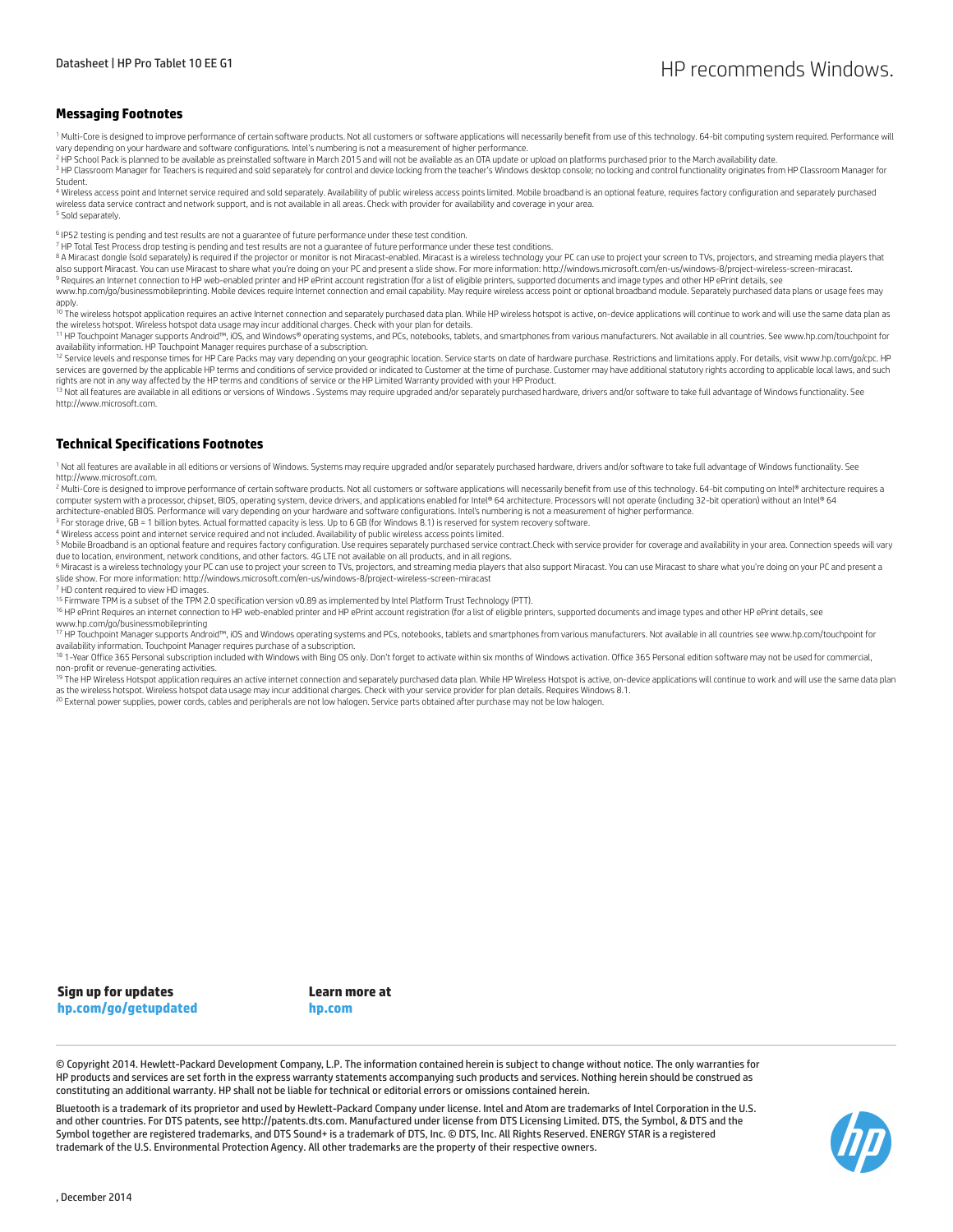## Messaging Footnotes

[1] Multi-Core is designed to improve performance of certain software products. Not all customers or software applications will necessarily benefit from use of this technology. 64-bit computing system required. Performance will vary depending on your hardware and software configurations. Intel's numbering is not a measurement of higher performance.
[2] HP School Pack is planned to be available as preinstalled software in March 2015 and will not be available as an OTA update or upload on platforms purchased prior to the March availability date.
[3] HP Classroom Manager for Teachers is required and sold separately for control and device locking from the teacher's Windows desktop console; no locking and control functionality originates from HP Classroom Manager for Student.
[4] Wireless access point and Internet service required and sold separately. Availability of public wireless access points limited. Mobile broadband is an optional feature, requires factory configuration and separately purchased wireless data service contract and network support, and is not available in all areas. Check with provider for availability and coverage in your area.
[5] Sold separately.

[6] IP52 testing is pending and test results are not a guarantee of future performance under these test condition.
[7] HP Total Test Process drop testing is pending and test results are not a guarantee of future performance under these test conditions.
[8] A Miracast dongle (sold separately) is required if the projector or monitor is not Miracast-enabled. Miracast is a wireless technology your PC can use to project your screen to TVs, projectors, and streaming media players that also support Miracast. You can use Miracast to share what you're doing on your PC and present a slide show. For more information: http://windows.microsoft.com/en-us/windows-8/project-wireless-screen-miracast.
[9] Requires an Internet connection to HP web-enabled printer and HP ePrint account registration (for a list of eligible printers, supported documents and image types and other HP ePrint details, see www.hp.com/go/businessmobileprinting. Mobile devices require Internet connection and email capability. May require wireless access point or optional broadband module. Separately purchased data plans or usage fees may apply.
[10] The wireless hotspot application requires an active Internet connection and separately purchased data plan. While HP wireless hotspot is active, on-device applications will continue to work and will use the same data plan as the wireless hotspot. Wireless hotspot data usage may incur additional charges. Check with your plan for details.
[11] HP Touchpoint Manager supports Android™, iOS, and Windows® operating systems, and PCs, notebooks, tablets, and smartphones from various manufacturers. Not available in all countries. See www.hp.com/touchpoint for availability information. HP Touchpoint Manager requires purchase of a subscription.
[12] Service levels and response times for HP Care Packs may vary depending on your geographic location. Service starts on date of hardware purchase. Restrictions and limitations apply. For details, visit www.hp.com/go/cpc. HP services are governed by the applicable HP terms and conditions of service provided or indicated to Customer at the time of purchase. Customer may have additional statutory rights according to applicable local laws, and such rights are not in any way affected by the HP terms and conditions of service or the HP Limited Warranty provided with your HP Product.
[13] Not all features are available in all editions or versions of Windows . Systems may require upgraded and/or separately purchased hardware, drivers and/or software to take full advantage of Windows functionality. See http://www.microsoft.com.

## Technical Specifications Footnotes

[1] Not all features are available in all editions or versions of Windows. Systems may require upgraded and/or separately purchased hardware, drivers and/or software to take full advantage of Windows functionality. See http://www.microsoft.com.
[2] Multi-Core is designed to improve performance of certain software products. Not all customers or software applications will necessarily benefit from use of this technology. 64-bit computing on Intel® architecture requires a computer system with a processor, chipset, BIOS, operating system, device drivers, and applications enabled for Intel® 64 architecture. Processors will not operate (including 32-bit operation) without an Intel® 64 architecture-enabled BIOS. Performance will vary depending on your hardware and software configurations. Intel's numbering is not a measurement of higher performance.
[3] For storage drive, GB = 1 billion bytes. Actual formatted capacity is less. Up to 6 GB (for Windows 8.1) is reserved for system recovery software.
[4] Wireless access point and internet service required and not included. Availability of public wireless access points limited.
[5] Mobile Broadband is an optional feature and requires factory configuration. Use requires separately purchased service contract.Check with service provider for coverage and availability in your area. Connection speeds will vary due to location, environment, network conditions, and other factors. 4G LTE not available on all products, and in all regions.
[6] Miracast is a wireless technology your PC can use to project your screen to TVs, projectors, and streaming media players that also support Miracast. You can use Miracast to share what you're doing on your PC and present a slide show. For more information: http://windows.microsoft.com/en-us/windows-8/project-wireless-screen-miracast
[7] HD content required to view HD images.
[15] Firmware TPM is a subset of the TPM 2.0 specification version v0.89 as implemented by Intel Platform Trust Technology (PTT).
[16] HP ePrint Requires an internet connection to HP web-enabled printer and HP ePrint account registration (for a list of eligible printers, supported documents and image types and other HP ePrint details, see www.hp.com/go/businessmobileprinting
[17] HP Touchpoint Manager supports Android™, iOS and Windows operating systems and PCs, notebooks, tablets and smartphones from various manufacturers. Not available in all countries see www.hp.com/touchpoint for availability information. Touchpoint Manager requires purchase of a subscription.
[18] 1-Year Office 365 Personal subscription included with Windows with Bing OS only. Don't forget to activate within six months of Windows activation. Office 365 Personal edition software may not be used for commercial, non-profit or revenue-generating activities.
[19] The HP Wireless Hotspot application requires an active internet connection and separately purchased data plan. While HP Wireless Hotspot is active, on-device applications will continue to work and will use the same data plan as the wireless hotspot. Wireless hotspot data usage may incur additional charges. Check with your service provider for plan details. Requires Windows 8.1.
[20] External power supplies, power cords, cables and peripherals are not low halogen. Service parts obtained after purchase may not be low halogen.

**Sign up for updates**
**hp.com/go/getupdated**

**Learn more at**
**hp.com**

© Copyright 2014. Hewlett-Packard Development Company, L.P. The information contained herein is subject to change without notice. The only warranties for HP products and services are set forth in the express warranty statements accompanying such products and services. Nothing herein should be construed as constituting an additional warranty. HP shall not be liable for technical or editorial errors or omissions contained herein.

Bluetooth is a trademark of its proprietor and used by Hewlett-Packard Company under license. Intel and Atom are trademarks of Intel Corporation in the U.S. and other countries. For DTS patents, see http://patents.dts.com. Manufactured under license from DTS Licensing Limited. DTS, the Symbol, & DTS and the Symbol together are registered trademarks, and DTS Sound+ is a trademark of DTS, Inc. © DTS, Inc. All Rights Reserved. ENERGY STAR is a registered trademark of the U.S. Environmental Protection Agency. All other trademarks are the property of their respective owners.

, December 2014